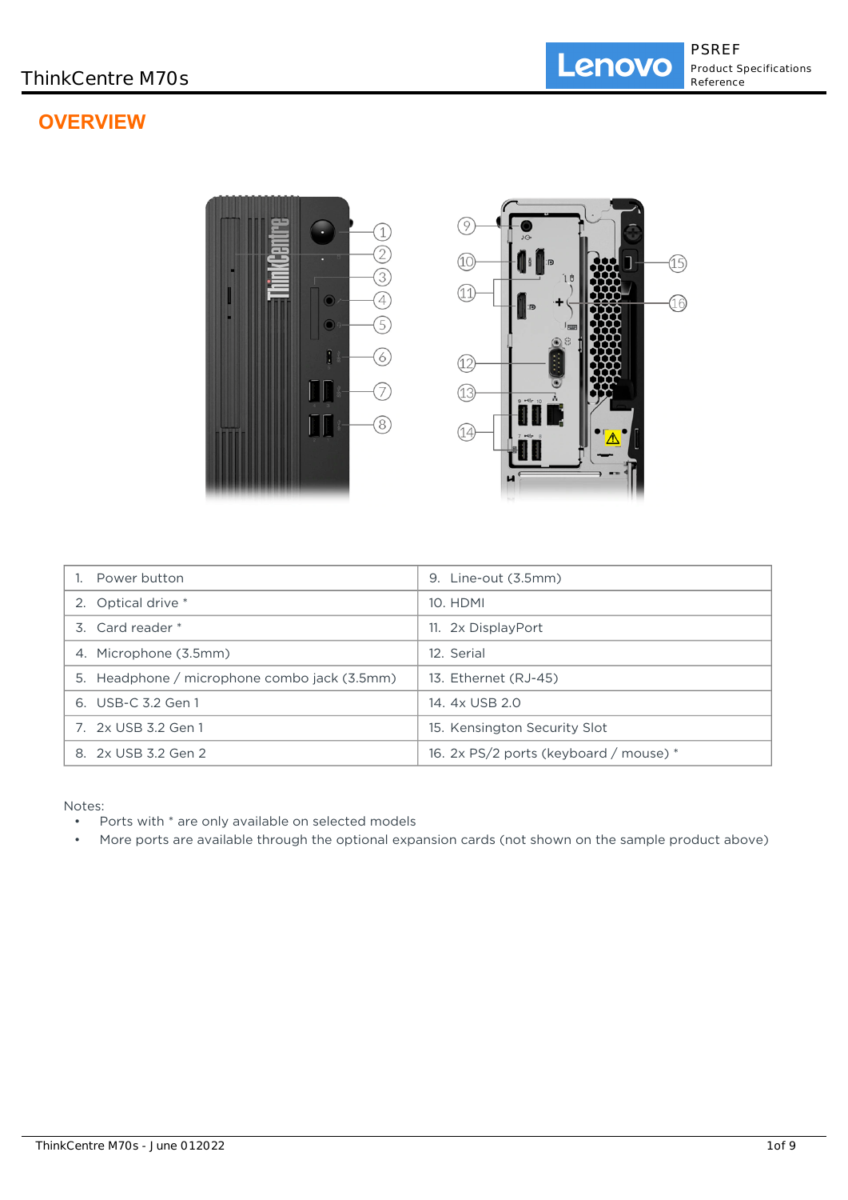# OVERVIEW

| | |
|---|---|
| 1. Power button | 9. Line-out (3.5mm) |
| 2. Optical drive * | 10. HDMI |
| 3. Card reader * | 11. 2x DisplayPort |
| 4. Microphone (3.5mm) | 12. Serial |
| 5. Headphone / microphone combo jack (3.5mm) | 13. Ethernet (RJ-45) |
| 6. USB-C 3.2 Gen 1 | 14. 4x USB 2.0 |
| 7. 2x USB 3.2 Gen 1 | 15. Kensington Security Slot |
| 8. 2x USB 3.2 Gen 2 | 16. 2x PS/2 ports (keyboard / mouse) * |

Notes:

- Ports with * are only available on selected models
- More ports are available through the optional expansion cards (not shown on the sample product above)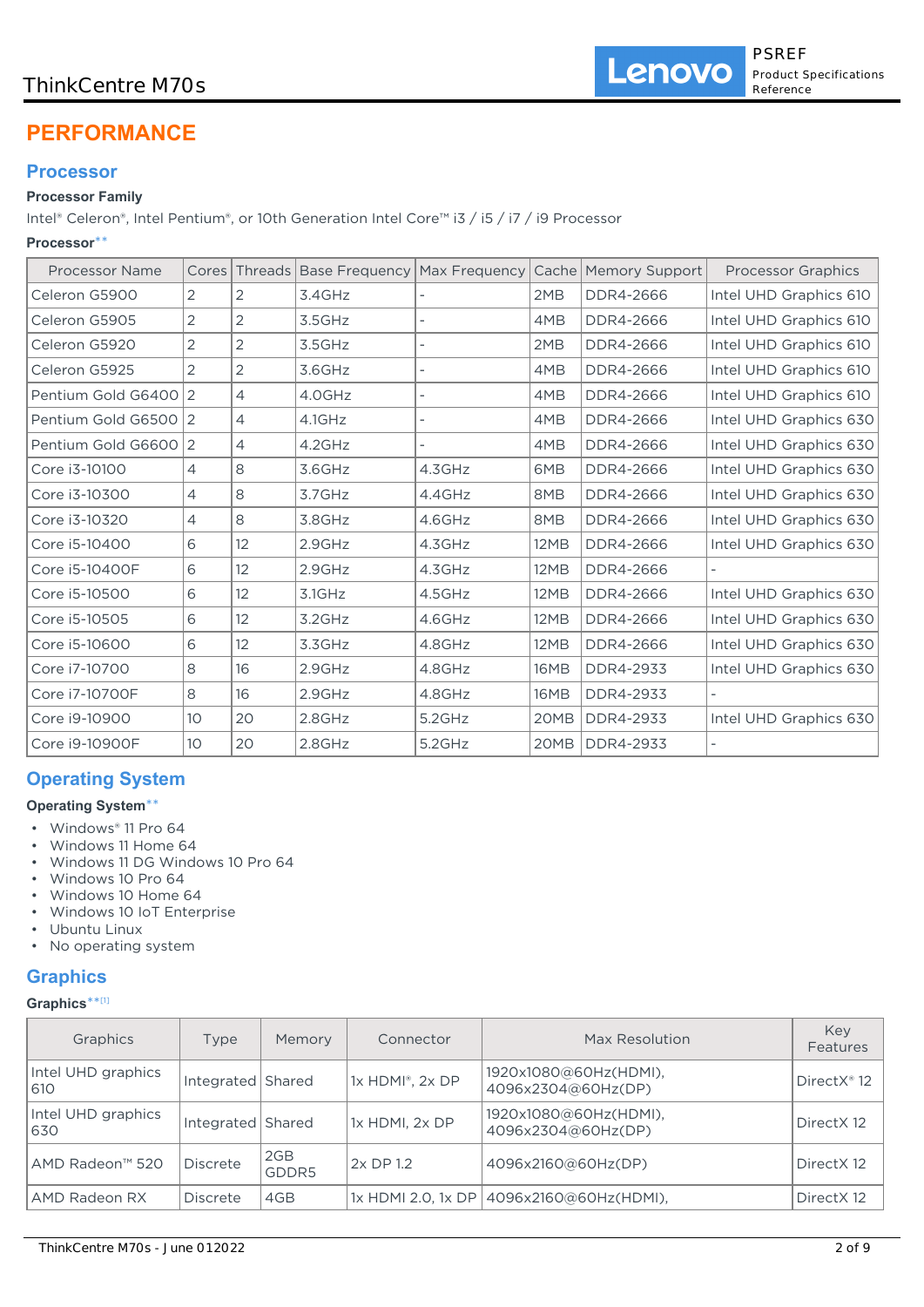# PERFORMANCE

## Processor

**Processor Family**

Intel® Celeron®, Intel Pentium®, or 10th Generation Intel Core™ i3 / i5 / i7 / i9 Processor

**Processor****

| Processor Name | Cores | Threads | Base Frequency | Max Frequency | Cache | Memory Support | Processor Graphics |
|---|---|---|---|---|---|---|---|
| Celeron G5900 | 2 | 2 | 3.4GHz | - | 2MB | DDR4-2666 | Intel UHD Graphics 610 |
| Celeron G5905 | 2 | 2 | 3.5GHz | - | 4MB | DDR4-2666 | Intel UHD Graphics 610 |
| Celeron G5920 | 2 | 2 | 3.5GHz | - | 2MB | DDR4-2666 | Intel UHD Graphics 610 |
| Celeron G5925 | 2 | 2 | 3.6GHz | - | 4MB | DDR4-2666 | Intel UHD Graphics 610 |
| Pentium Gold G6400 | 2 | 4 | 4.0GHz | - | 4MB | DDR4-2666 | Intel UHD Graphics 610 |
| Pentium Gold G6500 | 2 | 4 | 4.1GHz | - | 4MB | DDR4-2666 | Intel UHD Graphics 630 |
| Pentium Gold G6600 | 2 | 4 | 4.2GHz | - | 4MB | DDR4-2666 | Intel UHD Graphics 630 |
| Core i3-10100 | 4 | 8 | 3.6GHz | 4.3GHz | 6MB | DDR4-2666 | Intel UHD Graphics 630 |
| Core i3-10300 | 4 | 8 | 3.7GHz | 4.4GHz | 8MB | DDR4-2666 | Intel UHD Graphics 630 |
| Core i3-10320 | 4 | 8 | 3.8GHz | 4.6GHz | 8MB | DDR4-2666 | Intel UHD Graphics 630 |
| Core i5-10400 | 6 | 12 | 2.9GHz | 4.3GHz | 12MB | DDR4-2666 | Intel UHD Graphics 630 |
| Core i5-10400F | 6 | 12 | 2.9GHz | 4.3GHz | 12MB | DDR4-2666 | - |
| Core i5-10500 | 6 | 12 | 3.1GHz | 4.5GHz | 12MB | DDR4-2666 | Intel UHD Graphics 630 |
| Core i5-10505 | 6 | 12 | 3.2GHz | 4.6GHz | 12MB | DDR4-2666 | Intel UHD Graphics 630 |
| Core i5-10600 | 6 | 12 | 3.3GHz | 4.8GHz | 12MB | DDR4-2666 | Intel UHD Graphics 630 |
| Core i7-10700 | 8 | 16 | 2.9GHz | 4.8GHz | 16MB | DDR4-2933 | Intel UHD Graphics 630 |
| Core i7-10700F | 8 | 16 | 2.9GHz | 4.8GHz | 16MB | DDR4-2933 | - |
| Core i9-10900 | 10 | 20 | 2.8GHz | 5.2GHz | 20MB | DDR4-2933 | Intel UHD Graphics 630 |
| Core i9-10900F | 10 | 20 | 2.8GHz | 5.2GHz | 20MB | DDR4-2933 | - |

## Operating System

**Operating System****

- Windows® 11 Pro 64
- Windows 11 Home 64
- Windows 11 DG Windows 10 Pro 64
- Windows 10 Pro 64
- Windows 10 Home 64
- Windows 10 IoT Enterprise
- Ubuntu Linux
- No operating system

## Graphics

**Graphics**[1]**

| Graphics | Type | Memory | Connector | Max Resolution | Key Features |
|---|---|---|---|---|---|
| Intel UHD graphics 610 | Integrated | Shared | 1x HDMI®, 2x DP | 1920x1080@60Hz(HDMI), 4096x2304@60Hz(DP) | DirectX® 12 |
| Intel UHD graphics 630 | Integrated | Shared | 1x HDMI, 2x DP | 1920x1080@60Hz(HDMI), 4096x2304@60Hz(DP) | DirectX 12 |
| AMD Radeon™ 520 | Discrete | 2GB GDDR5 | 2x DP 1.2 | 4096x2160@60Hz(DP) | DirectX 12 |
| AMD Radeon RX | Discrete | 4GB | 1x HDMI 2.0, 1x DP | 4096x2160@60Hz(HDMI), | DirectX 12 |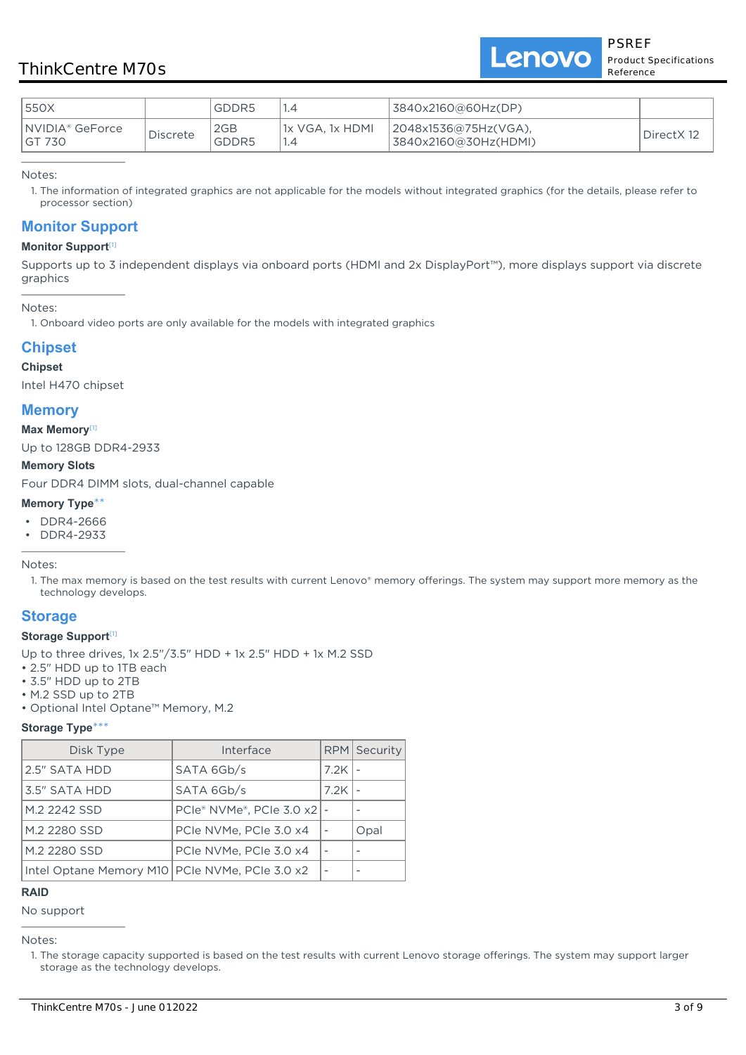| 550X | | GDDR5 | 1.4 | 3840x2160@60Hz(DP) | |
|---|---|---|---|---|---|
| NVIDIA® GeForce GT 730 | Discrete | 2GB GDDR5 | 1x VGA, 1x HDMI 1.4 | 2048x1536@75Hz(VGA), 3840x2160@30Hz(HDMI) | DirectX 12 |

Notes:

1. The information of integrated graphics are not applicable for the models without integrated graphics (for the details, please refer to processor section)

## Monitor Support

**Monitor Support**[1]

Supports up to 3 independent displays via onboard ports (HDMI and 2x DisplayPort™), more displays support via discrete graphics

Notes:

1. Onboard video ports are only available for the models with integrated graphics

## Chipset

**Chipset**

Intel H470 chipset

## Memory

**Max Memory**[1]

Up to 128GB DDR4-2933

**Memory Slots**

Four DDR4 DIMM slots, dual-channel capable

**Memory Type****

- DDR4-2666
- DDR4-2933

Notes:

1. The max memory is based on the test results with current Lenovo® memory offerings. The system may support more memory as the technology develops.

## Storage

**Storage Support**[1]

Up to three drives, 1x 2.5"/3.5" HDD + 1x 2.5" HDD + 1x M.2 SSD
- 2.5" HDD up to 1TB each
- 3.5" HDD up to 2TB
- M.2 SSD up to 2TB
- Optional Intel Optane™ Memory, M.2

**Storage Type*****

| Disk Type | Interface | RPM | Security |
|---|---|---|---|
| 2.5" SATA HDD | SATA 6Gb/s | 7.2K | - |
| 3.5" SATA HDD | SATA 6Gb/s | 7.2K | - |
| M.2 2242 SSD | PCIe® NVMe®, PCIe 3.0 x2 | - | - |
| M.2 2280 SSD | PCIe NVMe, PCIe 3.0 x4 | - | Opal |
| M.2 2280 SSD | PCIe NVMe, PCIe 3.0 x4 | - | - |
| Intel Optane Memory M10 | PCIe NVMe, PCIe 3.0 x2 | - | - |

**RAID**

No support

Notes:

1. The storage capacity supported is based on the test results with current Lenovo storage offerings. The system may support larger storage as the technology develops.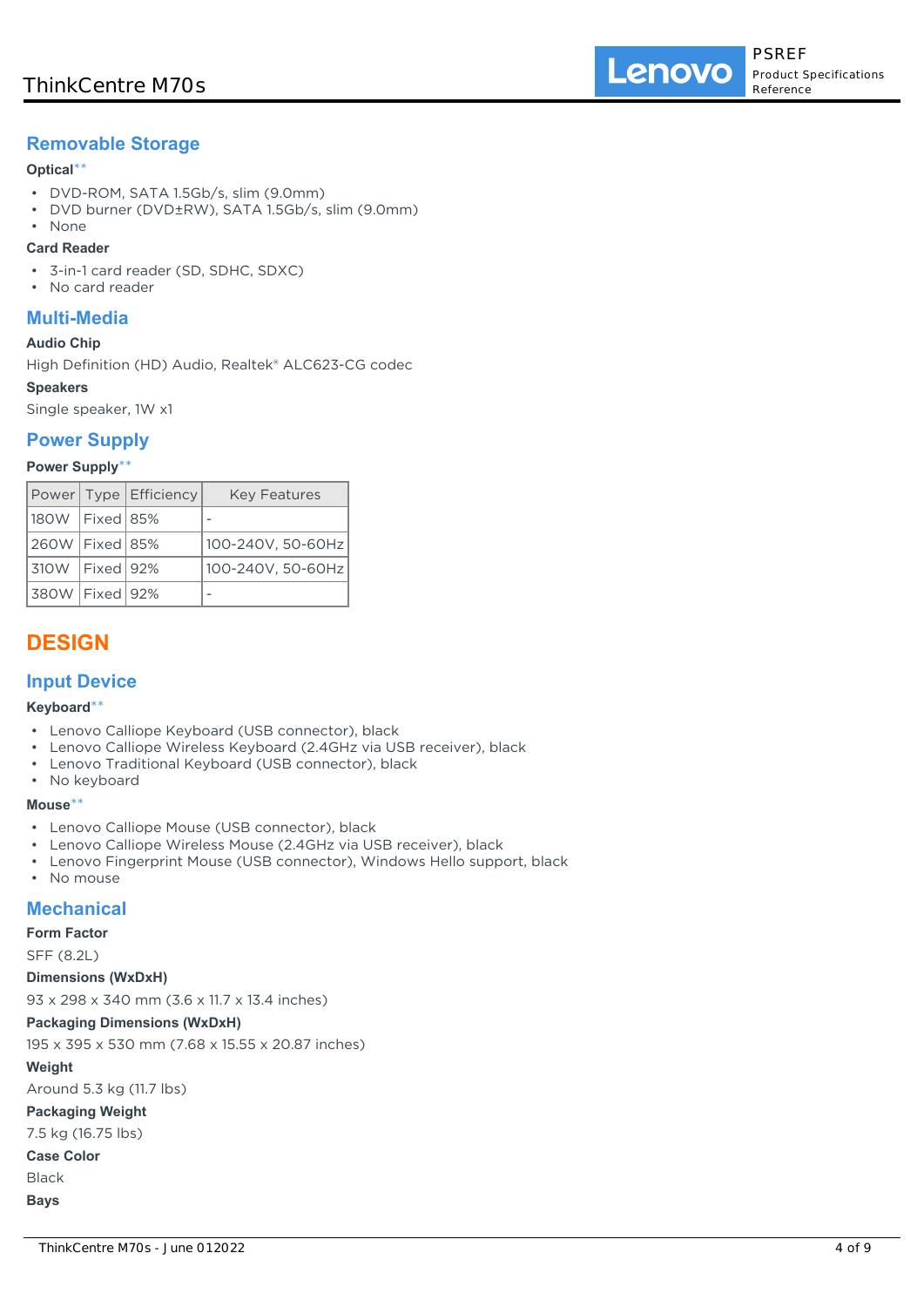## Removable Storage

**Optical****

- DVD-ROM, SATA 1.5Gb/s, slim (9.0mm)
- DVD burner (DVD±RW), SATA 1.5Gb/s, slim (9.0mm)
- None

**Card Reader**

- 3-in-1 card reader (SD, SDHC, SDXC)
- No card reader

## Multi-Media

**Audio Chip**

High Definition (HD) Audio, Realtek® ALC623-CG codec

**Speakers**

Single speaker, 1W x1

## Power Supply

**Power Supply****

| Power | Type | Efficiency | Key Features |
|---|---|---|---|
| 180W | Fixed | 85% | - |
| 260W | Fixed | 85% | 100-240V, 50-60Hz |
| 310W | Fixed | 92% | 100-240V, 50-60Hz |
| 380W | Fixed | 92% | - |

# DESIGN

## Input Device

**Keyboard****

- Lenovo Calliope Keyboard (USB connector), black
- Lenovo Calliope Wireless Keyboard (2.4GHz via USB receiver), black
- Lenovo Traditional Keyboard (USB connector), black
- No keyboard

**Mouse****

- Lenovo Calliope Mouse (USB connector), black
- Lenovo Calliope Wireless Mouse (2.4GHz via USB receiver), black
- Lenovo Fingerprint Mouse (USB connector), Windows Hello support, black
- No mouse

## Mechanical

**Form Factor**

SFF (8.2L)

**Dimensions (WxDxH)**

93 x 298 x 340 mm (3.6 x 11.7 x 13.4 inches)

**Packaging Dimensions (WxDxH)**

195 x 395 x 530 mm (7.68 x 15.55 x 20.87 inches)

**Weight**

Around 5.3 kg (11.7 lbs)

**Packaging Weight**

7.5 kg (16.75 lbs)

**Case Color**

Black

**Bays**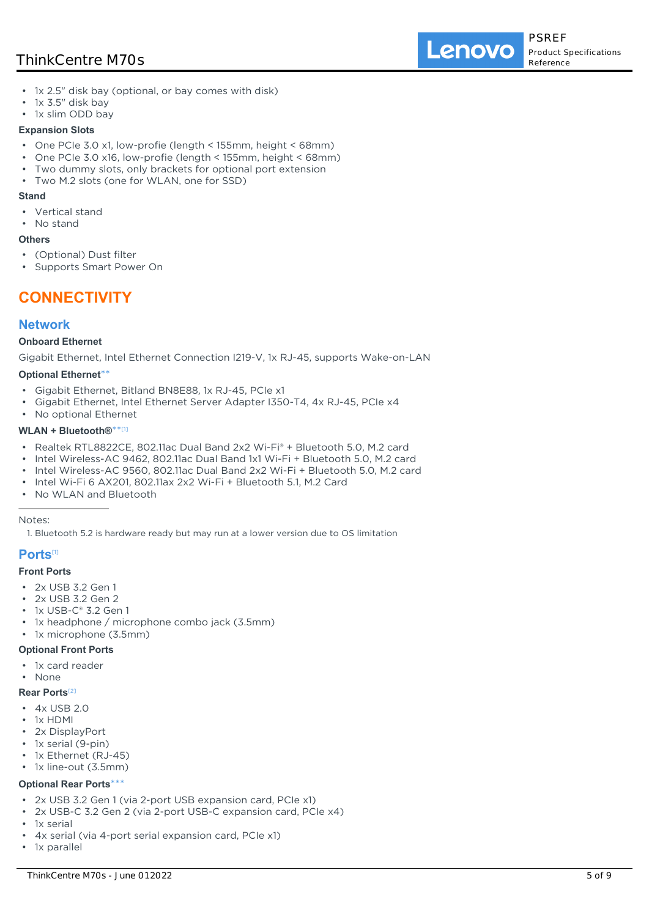- 1x 2.5" disk bay (optional, or bay comes with disk)
- 1x 3.5" disk bay
- 1x slim ODD bay

#### Expansion Slots

- One PCIe 3.0 x1, low-profie (length < 155mm, height < 68mm)
- One PCIe 3.0 x16, low-profie (length < 155mm, height < 68mm)
- Two dummy slots, only brackets for optional port extension
- Two M.2 slots (one for WLAN, one for SSD)

#### Stand

- Vertical stand
- No stand

#### Others

- (Optional) Dust filter
- Supports Smart Power On

# CONNECTIVITY

## Network

#### Onboard Ethernet

Gigabit Ethernet, Intel Ethernet Connection I219-V, 1x RJ-45, supports Wake-on-LAN

#### Optional Ethernet**

- Gigabit Ethernet, Bitland BN8E88, 1x RJ-45, PCIe x1
- Gigabit Ethernet, Intel Ethernet Server Adapter I350-T4, 4x RJ-45, PCIe x4
- No optional Ethernet

#### WLAN + Bluetooth®**[1]

- Realtek RTL8822CE, 802.11ac Dual Band 2x2 Wi-Fi® + Bluetooth 5.0, M.2 card
- Intel Wireless-AC 9462, 802.11ac Dual Band 1x1 Wi-Fi + Bluetooth 5.0, M.2 card
- Intel Wireless-AC 9560, 802.11ac Dual Band 2x2 Wi-Fi + Bluetooth 5.0, M.2 card
- Intel Wi-Fi 6 AX201, 802.11ax 2x2 Wi-Fi + Bluetooth 5.1, M.2 Card
- No WLAN and Bluetooth

---

Notes:

1. Bluetooth 5.2 is hardware ready but may run at a lower version due to OS limitation

## Ports[1]

#### Front Ports

- 2x USB 3.2 Gen 1
- 2x USB 3.2 Gen 2
- 1x USB-C® 3.2 Gen 1
- 1x headphone / microphone combo jack (3.5mm)
- 1x microphone (3.5mm)

#### Optional Front Ports

- 1x card reader
- None

#### Rear Ports[2]

- 4x USB 2.0
- 1x HDMI
- 2x DisplayPort
- 1x serial (9-pin)
- 1x Ethernet (RJ-45)
- 1x line-out (3.5mm)

#### Optional Rear Ports***

- 2x USB 3.2 Gen 1 (via 2-port USB expansion card, PCIe x1)
- 2x USB-C 3.2 Gen 2 (via 2-port USB-C expansion card, PCIe x4)
- 1x serial
- 4x serial (via 4-port serial expansion card, PCIe x1)
- 1x parallel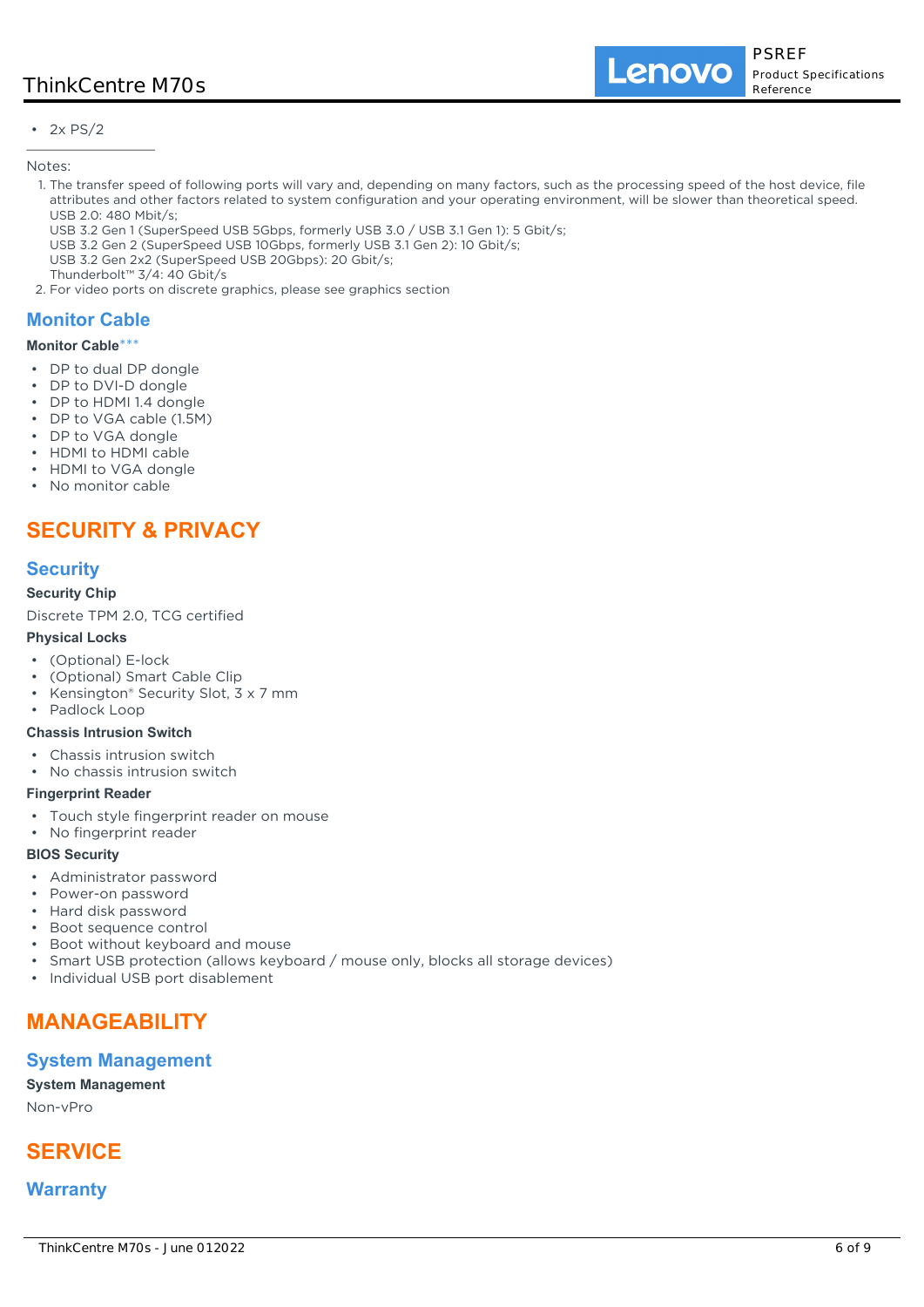- 2x PS/2

Notes:

1. The transfer speed of following ports will vary and, depending on many factors, such as the processing speed of the host device, file attributes and other factors related to system configuration and your operating environment, will be slower than theoretical speed.
   USB 2.0: 480 Mbit/s;
   USB 3.2 Gen 1 (SuperSpeed USB 5Gbps, formerly USB 3.0 / USB 3.1 Gen 1): 5 Gbit/s;
   USB 3.2 Gen 2 (SuperSpeed USB 10Gbps, formerly USB 3.1 Gen 2): 10 Gbit/s;
   USB 3.2 Gen 2x2 (SuperSpeed USB 20Gbps): 20 Gbit/s;
   Thunderbolt™ 3/4: 40 Gbit/s
2. For video ports on discrete graphics, please see graphics section

## Monitor Cable

**Monitor Cable*****

- DP to dual DP dongle
- DP to DVI-D dongle
- DP to HDMI 1.4 dongle
- DP to VGA cable (1.5M)
- DP to VGA dongle
- HDMI to HDMI cable
- HDMI to VGA dongle
- No monitor cable

# SECURITY & PRIVACY

## Security

**Security Chip**

Discrete TPM 2.0, TCG certified

**Physical Locks**

- (Optional) E-lock
- (Optional) Smart Cable Clip
- Kensington® Security Slot, 3 x 7 mm
- Padlock Loop

**Chassis Intrusion Switch**

- Chassis intrusion switch
- No chassis intrusion switch

**Fingerprint Reader**

- Touch style fingerprint reader on mouse
- No fingerprint reader

**BIOS Security**

- Administrator password
- Power-on password
- Hard disk password
- Boot sequence control
- Boot without keyboard and mouse
- Smart USB protection (allows keyboard / mouse only, blocks all storage devices)
- Individual USB port disablement

# MANAGEABILITY

## System Management

**System Management**

Non-vPro

# SERVICE

## Warranty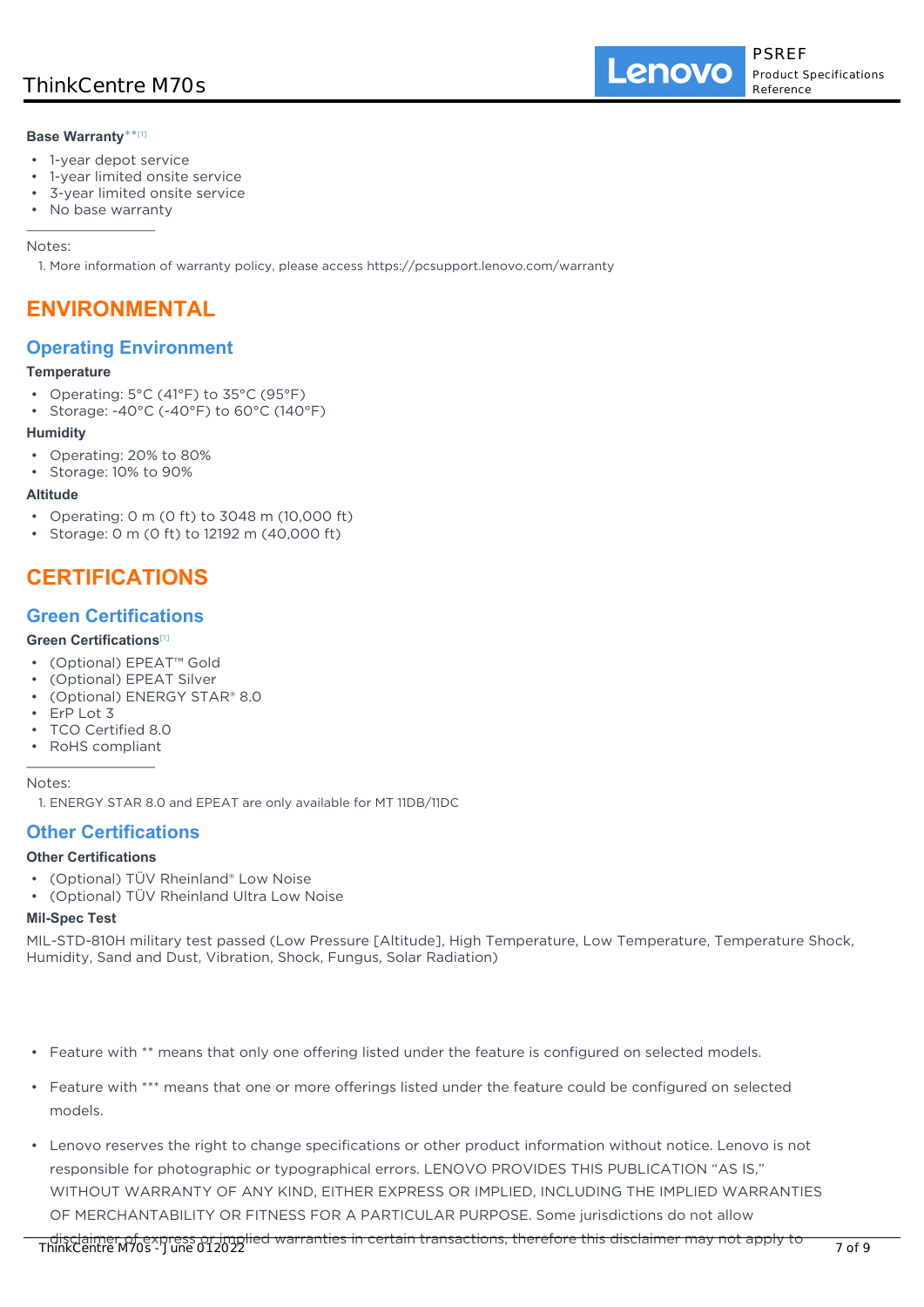**Base Warranty**** [1]

- 1-year depot service
- 1-year limited onsite service
- 3-year limited onsite service
- No base warranty

Notes:

1. More information of warranty policy, please access https://pcsupport.lenovo.com/warranty

# ENVIRONMENTAL

## Operating Environment

**Temperature**

- Operating: 5°C (41°F) to 35°C (95°F)
- Storage: -40°C (-40°F) to 60°C (140°F)

**Humidity**

- Operating: 20% to 80%
- Storage: 10% to 90%

**Altitude**

- Operating: 0 m (0 ft) to 3048 m (10,000 ft)
- Storage: 0 m (0 ft) to 12192 m (40,000 ft)

# CERTIFICATIONS

## Green Certifications

**Green Certifications** [1]

- (Optional) EPEAT™ Gold
- (Optional) EPEAT Silver
- (Optional) ENERGY STAR® 8.0
- ErP Lot 3
- TCO Certified 8.0
- RoHS compliant

Notes:

1. ENERGY STAR 8.0 and EPEAT are only available for MT 11DB/11DC

## Other Certifications

**Other Certifications**

- (Optional) TÜV Rheinland® Low Noise
- (Optional) TÜV Rheinland Ultra Low Noise

**Mil-Spec Test**

MIL-STD-810H military test passed (Low Pressure [Altitude], High Temperature, Low Temperature, Temperature Shock, Humidity, Sand and Dust, Vibration, Shock, Fungus, Solar Radiation)

- Feature with ** means that only one offering listed under the feature is configured on selected models.
- Feature with *** means that one or more offerings listed under the feature could be configured on selected models.
- Lenovo reserves the right to change specifications or other product information without notice. Lenovo is not responsible for photographic or typographical errors. LENOVO PROVIDES THIS PUBLICATION "AS IS," WITHOUT WARRANTY OF ANY KIND, EITHER EXPRESS OR IMPLIED, INCLUDING THE IMPLIED WARRANTIES OF MERCHANTABILITY OR FITNESS FOR A PARTICULAR PURPOSE. Some jurisdictions do not allow disclaimer of express or implied warranties in certain transactions, therefore this disclaimer may not apply to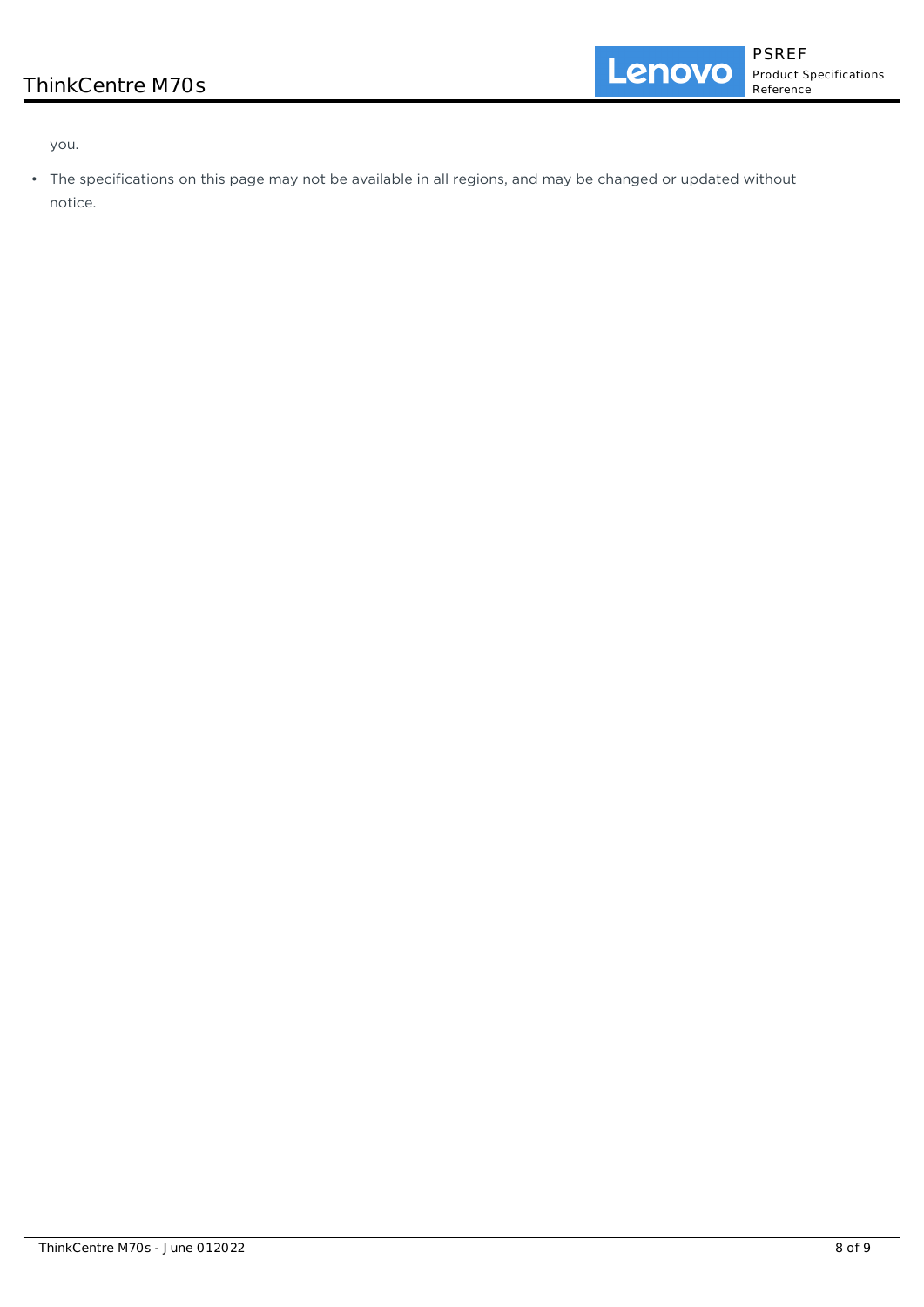you.

- The specifications on this page may not be available in all regions, and may be changed or updated without notice.